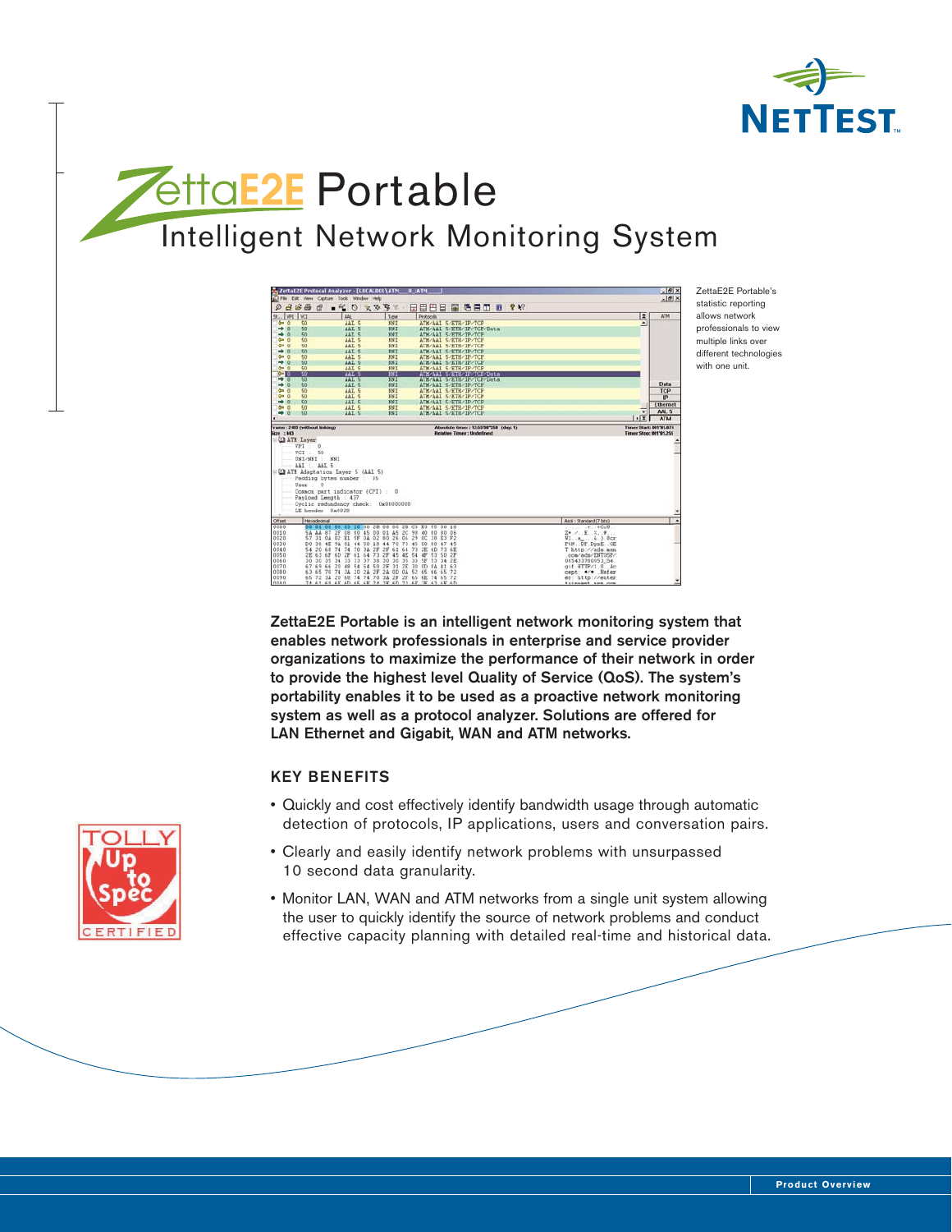# ZettaE2E Portable

## Intelligent Network Monitoring System

ZettaE2E Portable's statistic reporting allows network professionals to view multiple links over different technologies with one unit.

**ZettaE2E Portable is an intelligent network monitoring system that enables network professionals in enterprise and service provider organizations to maximize the performance of their network in order to provide the highest level Quality of Service (QoS). The system's portability enables it to be used as a proactive network monitoring system as well as a protocol analyzer. Solutions are offered for LAN Ethernet and Gigabit, WAN and ATM networks.**

### KEY BENEFITS

- Quickly and cost effectively identify bandwidth usage through automatic detection of protocols, IP applications, users and conversation pairs.
- Clearly and easily identify network problems with unsurpassed 10 second data granularity.
- Monitor LAN, WAN and ATM networks from a single unit system allowing the user to quickly identify the source of network problems and conduct effective capacity planning with detailed real-time and historical data.

Product Overview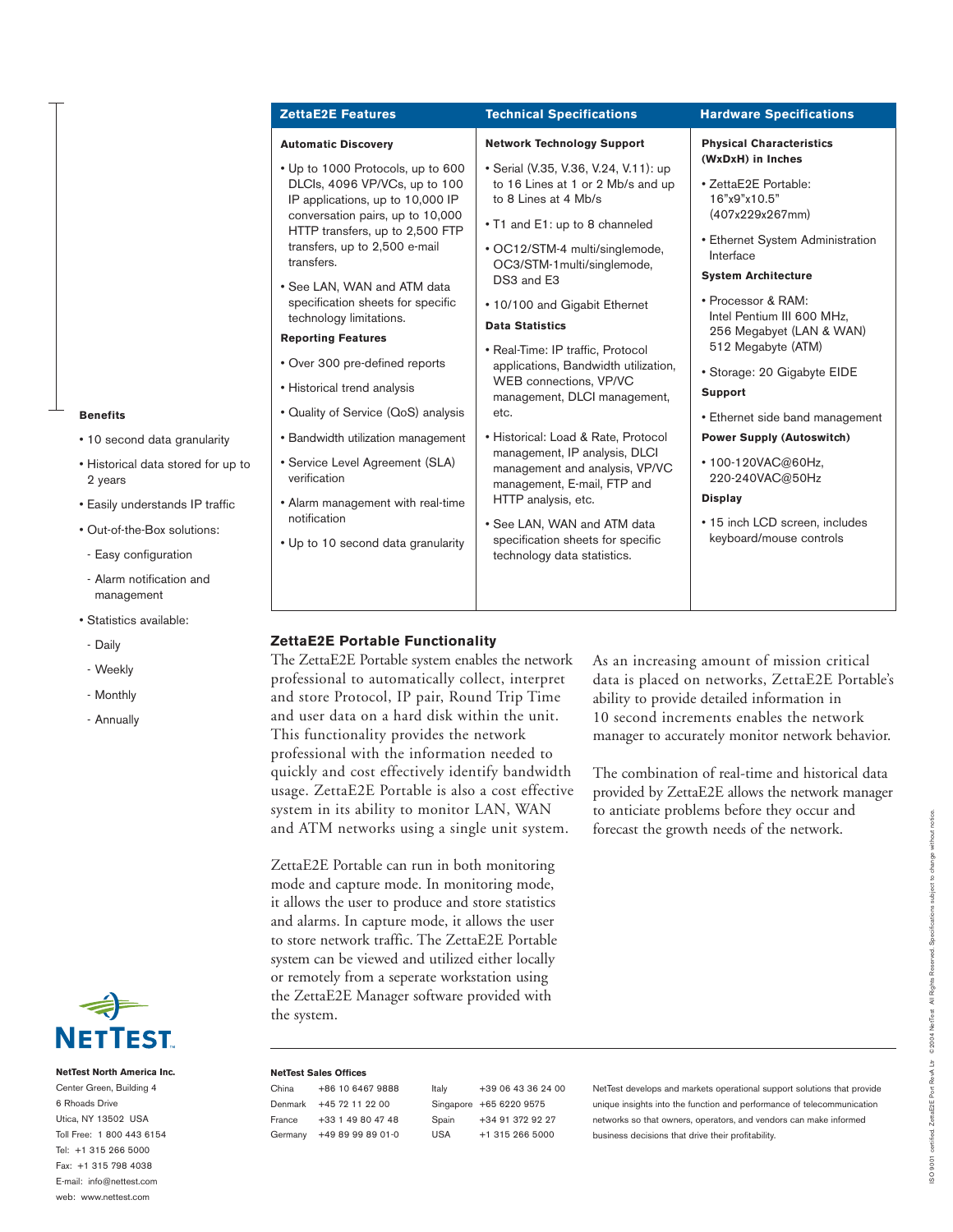## Benefits

- 10 second data granularity
- Historical data stored for up to 2 years
- Easily understands IP traffic
- Out-of-the-Box solutions:
  - Easy configuration
  - Alarm notification and management
- Statistics available:
  - Daily
  - Weekly
  - Monthly
  - Annually

## ZettaE2E Features

**Automatic Discovery**

- Up to 1000 Protocols, up to 600 DLCIs, 4096 VP/VCs, up to 100 IP applications, up to 10,000 IP conversation pairs, up to 10,000 HTTP transfers, up to 2,500 FTP transfers, up to 2,500 e-mail transfers.
- See LAN, WAN and ATM data specification sheets for specific technology limitations.

**Reporting Features**

- Over 300 pre-defined reports
- Historical trend analysis
- Quality of Service (QoS) analysis
- Bandwidth utilization management
- Service Level Agreement (SLA) verification
- Alarm management with real-time notification
- Up to 10 second data granularity

## Technical Specifications

**Network Technology Support**

- Serial (V.35, V.36, V.24, V.11): up to 16 Lines at 1 or 2 Mb/s and up to 8 Lines at 4 Mb/s
- T1 and E1: up to 8 channeled
- OC12/STM-4 multi/singlemode, OC3/STM-1multi/singlemode, DS3 and E3
- 10/100 and Gigabit Ethernet

**Data Statistics**

- Real-Time: IP traffic, Protocol applications, Bandwidth utilization, WEB connections, VP/VC management, DLCI management, etc.
- Historical: Load & Rate, Protocol management, IP analysis, DLCI management and analysis, VP/VC management, E-mail, FTP and HTTP analysis, etc.
- See LAN, WAN and ATM data specification sheets for specific technology data statistics.

## Hardware Specifications

**Physical Characteristics (WxDxH) in Inches**

- ZettaE2E Portable: 16"x9"x10.5" (407x229x267mm)
- Ethernet System Administration Interface

**System Architecture**

- Processor & RAM: Intel Pentium III 600 MHz, 256 Megabyet (LAN & WAN) 512 Megabyte (ATM)
- Storage: 20 Gigabyte EIDE

**Support**

- Ethernet side band management

**Power Supply (Autoswitch)**

- 100-120VAC@60Hz, 220-240VAC@50Hz

**Display**

- 15 inch LCD screen, includes keyboard/mouse controls

## ZettaE2E Portable Functionality

The ZettaE2E Portable system enables the network professional to automatically collect, interpret and store Protocol, IP pair, Round Trip Time and user data on a hard disk within the unit. This functionality provides the network professional with the information needed to quickly and cost effectively identify bandwidth usage. ZettaE2E Portable is also a cost effective system in its ability to monitor LAN, WAN and ATM networks using a single unit system.

ZettaE2E Portable can run in both monitoring mode and capture mode. In monitoring mode, it allows the user to produce and store statistics and alarms. In capture mode, it allows the user to store network traffic. The ZettaE2E Portable system can be viewed and utilized either locally or remotely from a seperate workstation using the ZettaE2E Manager software provided with the system.

As an increasing amount of mission critical data is placed on networks, ZettaE2E Portable's ability to provide detailed information in 10 second increments enables the network manager to accurately monitor network behavior.

The combination of real-time and historical data provided by ZettaE2E allows the network manager to anticiate problems before they occur and forecast the growth needs of the network.

NETTEST

**NetTest North America Inc.**
Center Green, Building 4
6 Rhoads Drive
Utica, NY 13502 USA
Toll Free: 1 800 443 6154
Tel: +1 315 266 5000
Fax: +1 315 798 4038
E-mail: info@nettest.com
web: www.nettest.com

**NetTest Sales Offices**

| | | | |
|---|---|---|---|
| China | +86 10 6467 9888 | Italy | +39 06 43 36 24 00 |
| Denmark | +45 72 11 22 00 | Singapore | +65 6220 9575 |
| France | +33 1 49 80 47 48 | Spain | +34 91 372 92 27 |
| Germany | +49 89 99 89 01-0 | USA | +1 315 266 5000 |

NetTest develops and markets operational support solutions that provide unique insights into the function and performance of telecommunication networks so that owners, operators, and vendors can make informed business decisions that drive their profitability.

ISO 9001 certified. ZettaE2E Port RevA Ltr ©2004 NetTest All Rights Reserved. Specifications subject to change without notice.